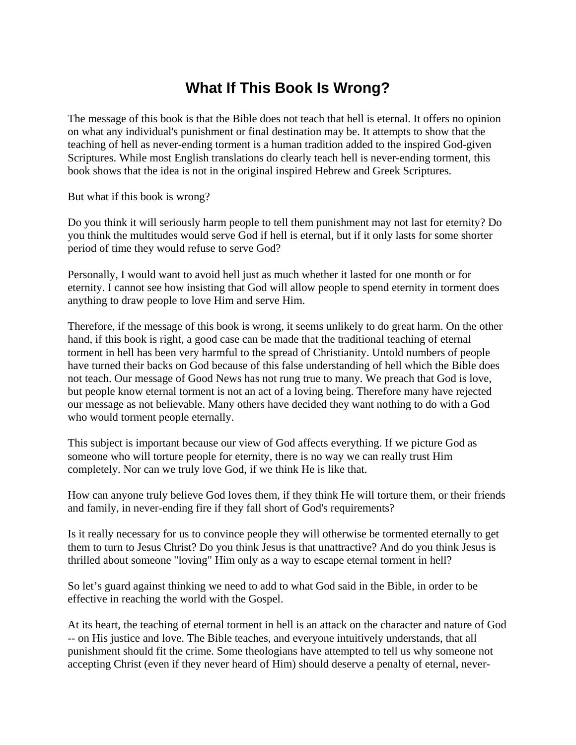# What If This Book Is Wrong?

The message of this book is that the Bible does not teach that hell is eternal. It offers no opinion on what any individual's punishment or final destination may be. It attempts to show that the teaching of hell as never-ending torment is a human tradition added to the inspired God-given Scriptures. While most English translations do clearly teach hell is never-ending torment, this book shows that the idea is not in the original inspired Hebrew and Greek Scriptures.

But what if this book is wrong?

Do you think it will seriously harm people to tell them punishment may not last for eternity? Do you think the multitudes would serve God if hell is eternal, but if it only lasts for some shorter period of time they would refuse to serve God?

Personally, I would want to avoid hell just as much whether it lasted for one month or for eternity. I cannot see how insisting that God will allow people to spend eternity in torment does anything to draw people to love Him and serve Him.

Therefore, if the message of this book is wrong, it seems unlikely to do great harm. On the other hand, if this book is right, a good case can be made that the traditional teaching of eternal torment in hell has been very harmful to the spread of Christianity. Untold numbers of people have turned their backs on God because of this false understanding of hell which the Bible does not teach. Our message of Good News has not rung true to many. We preach that God is love, but people know eternal torment is not an act of a loving being. Therefore many have rejected our message as not believable. Many others have decided they want nothing to do with a God who would torment people eternally.

This subject is important because our view of God affects everything. If we picture God as someone who will torture people for eternity, there is no way we can really trust Him completely. Nor can we truly love God, if we think He is like that.

How can anyone truly believe God loves them, if they think He will torture them, or their friends and family, in never-ending fire if they fall short of God's requirements?

Is it really necessary for us to convince people they will otherwise be tormented eternally to get them to turn to Jesus Christ? Do you think Jesus is that unattractive? And do you think Jesus is thrilled about someone "loving" Him only as a way to escape eternal torment in hell?

So let's guard against thinking we need to add to what God said in the Bible, in order to be effective in reaching the world with the Gospel.

At its heart, the teaching of eternal torment in hell is an attack on the character and nature of God -- on His justice and love. The Bible teaches, and everyone intuitively understands, that all punishment should fit the crime. Some theologians have attempted to tell us why someone not accepting Christ (even if they never heard of Him) should deserve a penalty of eternal, never-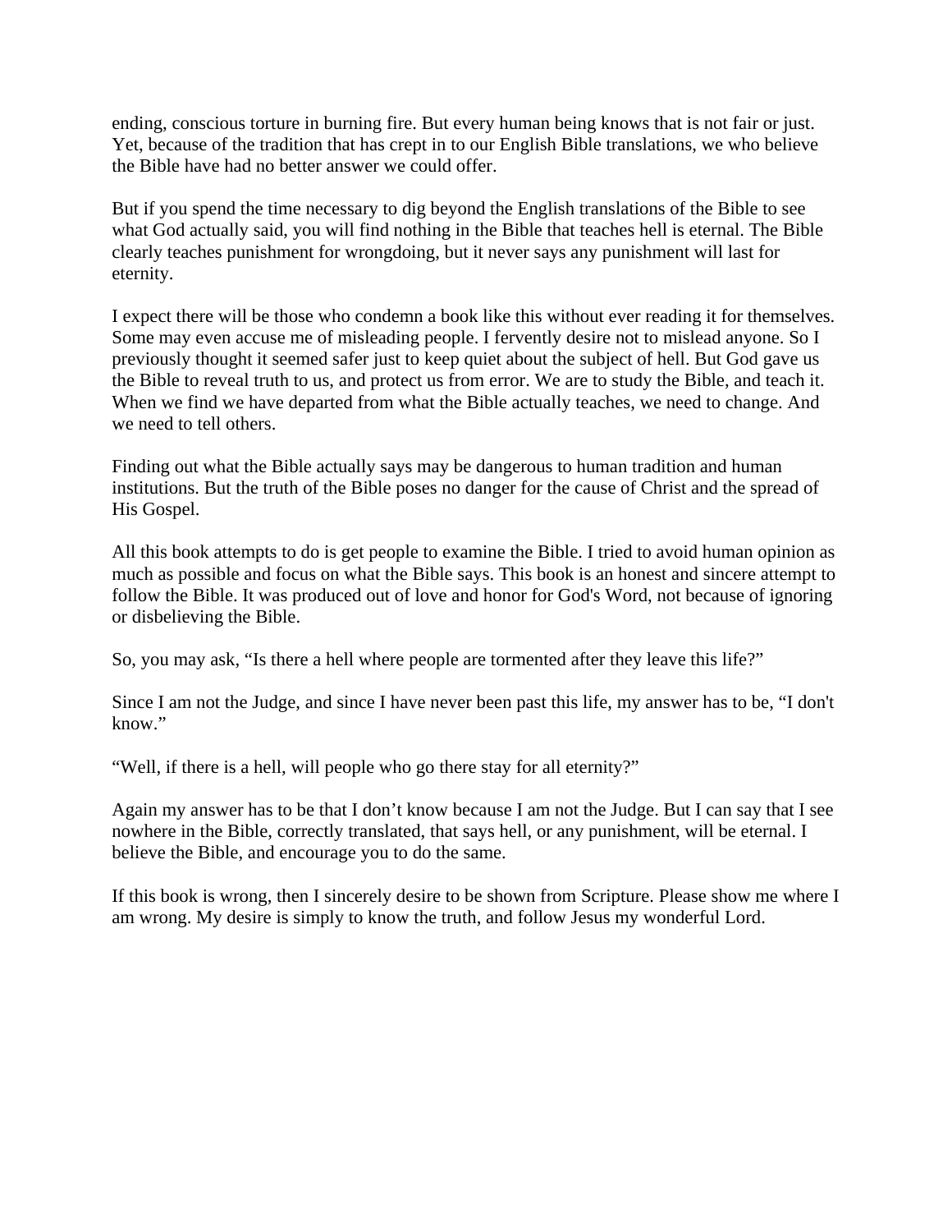ending, conscious torture in burning fire. But every human being knows that is not fair or just. Yet, because of the tradition that has crept in to our English Bible translations, we who believe the Bible have had no better answer we could offer.

But if you spend the time necessary to dig beyond the English translations of the Bible to see what God actually said, you will find nothing in the Bible that teaches hell is eternal. The Bible clearly teaches punishment for wrongdoing, but it never says any punishment will last for eternity.

I expect there will be those who condemn a book like this without ever reading it for themselves. Some may even accuse me of misleading people. I fervently desire not to mislead anyone. So I previously thought it seemed safer just to keep quiet about the subject of hell. But God gave us the Bible to reveal truth to us, and protect us from error. We are to study the Bible, and teach it. When we find we have departed from what the Bible actually teaches, we need to change. And we need to tell others.

Finding out what the Bible actually says may be dangerous to human tradition and human institutions. But the truth of the Bible poses no danger for the cause of Christ and the spread of His Gospel.

All this book attempts to do is get people to examine the Bible. I tried to avoid human opinion as much as possible and focus on what the Bible says. This book is an honest and sincere attempt to follow the Bible. It was produced out of love and honor for God's Word, not because of ignoring or disbelieving the Bible.

So, you may ask, “Is there a hell where people are tormented after they leave this life?”

Since I am not the Judge, and since I have never been past this life, my answer has to be, “I don't know.”

“Well, if there is a hell, will people who go there stay for all eternity?”

Again my answer has to be that I don’t know because I am not the Judge. But I can say that I see nowhere in the Bible, correctly translated, that says hell, or any punishment, will be eternal. I believe the Bible, and encourage you to do the same.

If this book is wrong, then I sincerely desire to be shown from Scripture. Please show me where I am wrong. My desire is simply to know the truth, and follow Jesus my wonderful Lord.